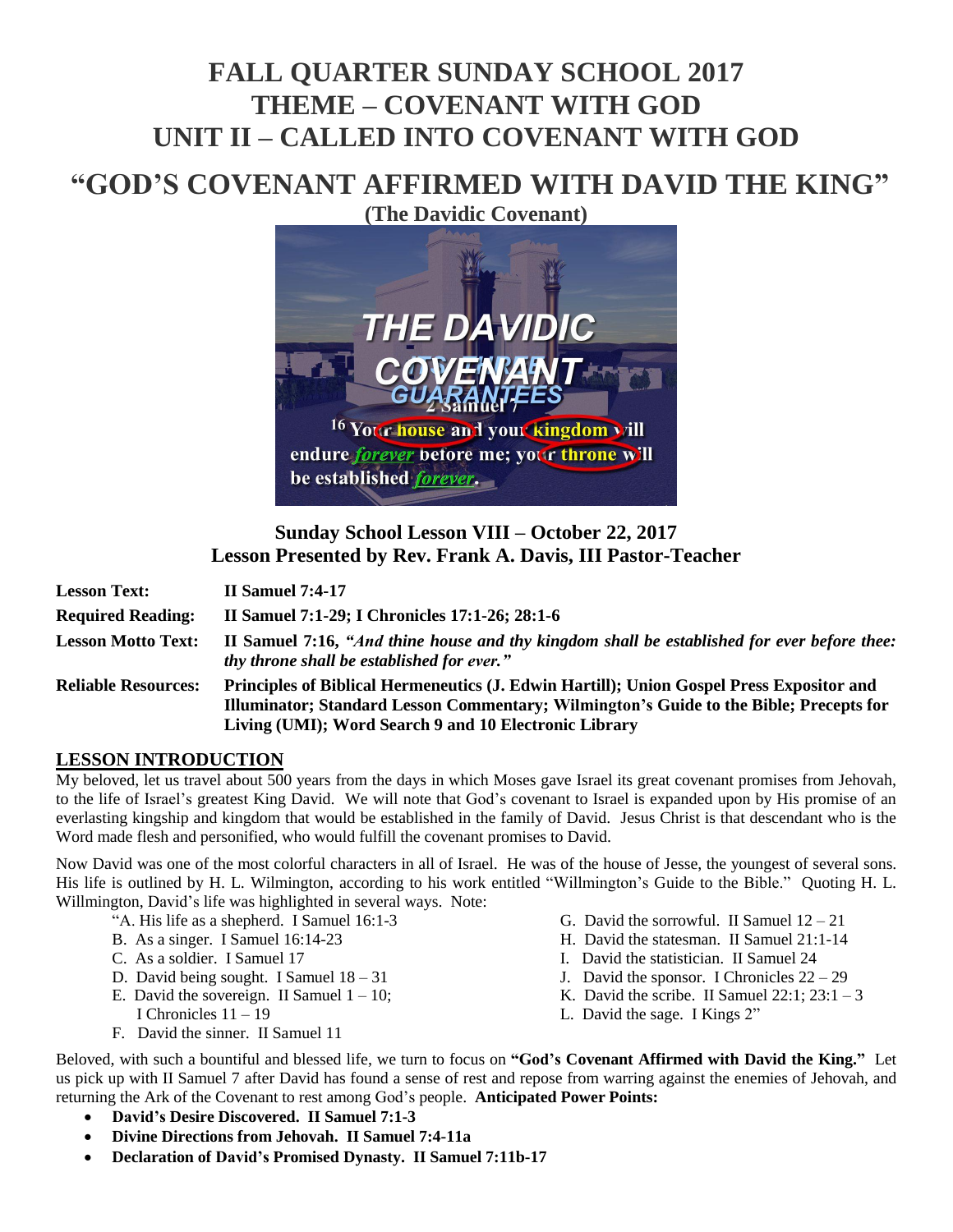# FALL QUARTER SUNDAY SCHOOL 2017
# THEME – COVENANT WITH GOD
# UNIT II – CALLED INTO COVENANT WITH GOD

# "GOD'S COVENANT AFFIRMED WITH DAVID THE KING"

**(The Davidic Covenant)**

### Sunday School Lesson VIII – October 22, 2017
### Lesson Presented by Rev. Frank A. Davis, III Pastor-Teacher

| | |
|---|---|
| **Lesson Text:** | **II Samuel 7:4-17** |
| **Required Reading:** | **II Samuel 7:1-29; I Chronicles 17:1-26; 28:1-6** |
| **Lesson Motto Text:** | **II Samuel 7:16, *"And thine house and thy kingdom shall be established for ever before thee: thy throne shall be established for ever."*** |
| **Reliable Resources:** | **Principles of Biblical Hermeneutics (J. Edwin Hartill); Union Gospel Press Expositor and Illuminator; Standard Lesson Commentary; Wilmington's Guide to the Bible; Precepts for Living (UMI); Word Search 9 and 10 Electronic Library** |

## LESSON INTRODUCTION

My beloved, let us travel about 500 years from the days in which Moses gave Israel its great covenant promises from Jehovah, to the life of Israel's greatest King David. We will note that God's covenant to Israel is expanded upon by His promise of an everlasting kingship and kingdom that would be established in the family of David. Jesus Christ is that descendant who is the Word made flesh and personified, who would fulfill the covenant promises to David.

Now David was one of the most colorful characters in all of Israel. He was of the house of Jesse, the youngest of several sons. His life is outlined by H. L. Wilmington, according to his work entitled "Willmington's Guide to the Bible." Quoting H. L. Willmington, David's life was highlighted in several ways. Note:

"A. His life as a shepherd. I Samuel 16:1-3
B. As a singer. I Samuel 16:14-23
C. As a soldier. I Samuel 17
D. David being sought. I Samuel 18 – 31
E. David the sovereign. II Samuel 1 – 10; I Chronicles 11 – 19
F. David the sinner. II Samuel 11
G. David the sorrowful. II Samuel 12 – 21
H. David the statesman. II Samuel 21:1-14
I. David the statistician. II Samuel 24
J. David the sponsor. I Chronicles 22 – 29
K. David the scribe. II Samuel 22:1; 23:1 – 3
L. David the sage. I Kings 2"

Beloved, with such a bountiful and blessed life, we turn to focus on **"God's Covenant Affirmed with David the King."** Let us pick up with II Samuel 7 after David has found a sense of rest and repose from warring against the enemies of Jehovah, and returning the Ark of the Covenant to rest among God's people. **Anticipated Power Points:**

- **David's Desire Discovered. II Samuel 7:1-3**
- **Divine Directions from Jehovah. II Samuel 7:4-11a**
- **Declaration of David's Promised Dynasty. II Samuel 7:11b-17**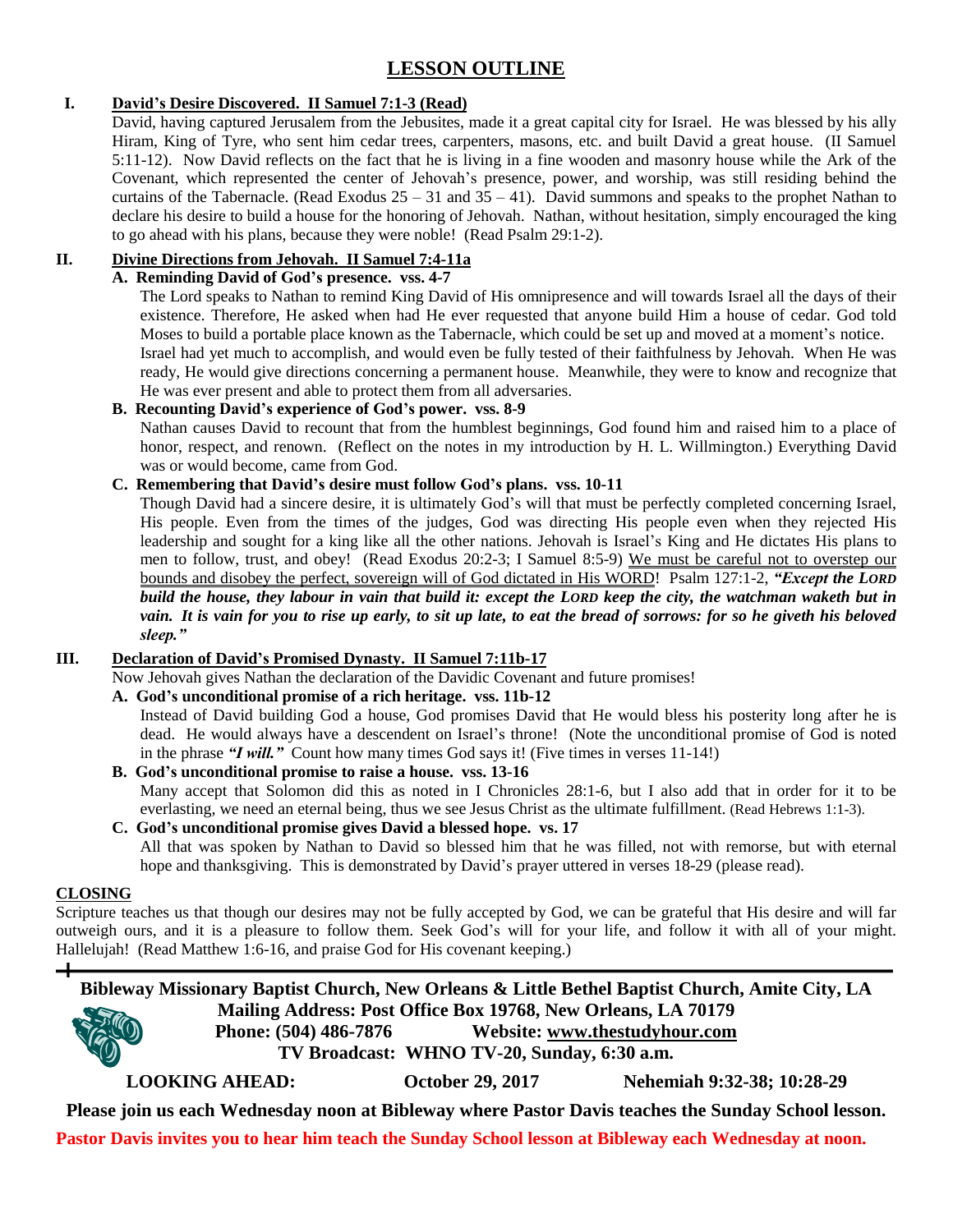# LESSON OUTLINE

**I. David's Desire Discovered. II Samuel 7:1-3 (Read)**

David, having captured Jerusalem from the Jebusites, made it a great capital city for Israel. He was blessed by his ally Hiram, King of Tyre, who sent him cedar trees, carpenters, masons, etc. and built David a great house. (II Samuel 5:11-12). Now David reflects on the fact that he is living in a fine wooden and masonry house while the Ark of the Covenant, which represented the center of Jehovah's presence, power, and worship, was still residing behind the curtains of the Tabernacle. (Read Exodus 25 – 31 and 35 – 41). David summons and speaks to the prophet Nathan to declare his desire to build a house for the honoring of Jehovah. Nathan, without hesitation, simply encouraged the king to go ahead with his plans, because they were noble! (Read Psalm 29:1-2).

**II. Divine Directions from Jehovah. II Samuel 7:4-11a**

**A. Reminding David of God's presence. vss. 4-7**

The Lord speaks to Nathan to remind King David of His omnipresence and will towards Israel all the days of their existence. Therefore, He asked when had He ever requested that anyone build Him a house of cedar. God told Moses to build a portable place known as the Tabernacle, which could be set up and moved at a moment's notice. Israel had yet much to accomplish, and would even be fully tested of their faithfulness by Jehovah. When He was ready, He would give directions concerning a permanent house. Meanwhile, they were to know and recognize that He was ever present and able to protect them from all adversaries.

**B. Recounting David's experience of God's power. vss. 8-9**

Nathan causes David to recount that from the humblest beginnings, God found him and raised him to a place of honor, respect, and renown. (Reflect on the notes in my introduction by H. L. Willmington.) Everything David was or would become, came from God.

**C. Remembering that David's desire must follow God's plans. vss. 10-11**

Though David had a sincere desire, it is ultimately God's will that must be perfectly completed concerning Israel, His people. Even from the times of the judges, God was directing His people even when they rejected His leadership and sought for a king like all the other nations. Jehovah is Israel's King and He dictates His plans to men to follow, trust, and obey! (Read Exodus 20:2-3; I Samuel 8:5-9) We must be careful not to overstep our bounds and disobey the perfect, sovereign will of God dictated in His WORD! Psalm 127:1-2, ***"Except the LORD build the house, they labour in vain that build it: except the LORD keep the city, the watchman waketh but in vain. It is vain for you to rise up early, to sit up late, to eat the bread of sorrows: for so he giveth his beloved sleep."***

**III. Declaration of David's Promised Dynasty. II Samuel 7:11b-17**

Now Jehovah gives Nathan the declaration of the Davidic Covenant and future promises!

**A. God's unconditional promise of a rich heritage. vss. 11b-12**

Instead of David building God a house, God promises David that He would bless his posterity long after he is dead. He would always have a descendent on Israel's throne! (Note the unconditional promise of God is noted in the phrase ***"I will."*** Count how many times God says it! (Five times in verses 11-14!)

**B. God's unconditional promise to raise a house. vss. 13-16**

Many accept that Solomon did this as noted in I Chronicles 28:1-6, but I also add that in order for it to be everlasting, we need an eternal being, thus we see Jesus Christ as the ultimate fulfillment. (Read Hebrews 1:1-3).

**C. God's unconditional promise gives David a blessed hope. vs. 17**

All that was spoken by Nathan to David so blessed him that he was filled, not with remorse, but with eternal hope and thanksgiving. This is demonstrated by David's prayer uttered in verses 18-29 (please read).

**CLOSING**

Scripture teaches us that though our desires may not be fully accepted by God, we can be grateful that His desire and will far outweigh ours, and it is a pleasure to follow them. Seek God's will for your life, and follow it with all of your might. Hallelujah! (Read Matthew 1:6-16, and praise God for His covenant keeping.)

---

**Bibleway Missionary Baptist Church, New Orleans & Little Bethel Baptist Church, Amite City, LA**
**Mailing Address: Post Office Box 19768, New Orleans, LA 70179**
**Phone: (504) 486-7876 Website: www.thestudyhour.com**
**TV Broadcast: WHNO TV-20, Sunday, 6:30 a.m.**

**LOOKING AHEAD: October 29, 2017 Nehemiah 9:32-38; 10:28-29**

**Please join us each Wednesday noon at Bibleway where Pastor Davis teaches the Sunday School lesson.**

**Pastor Davis invites you to hear him teach the Sunday School lesson at Bibleway each Wednesday at noon.**